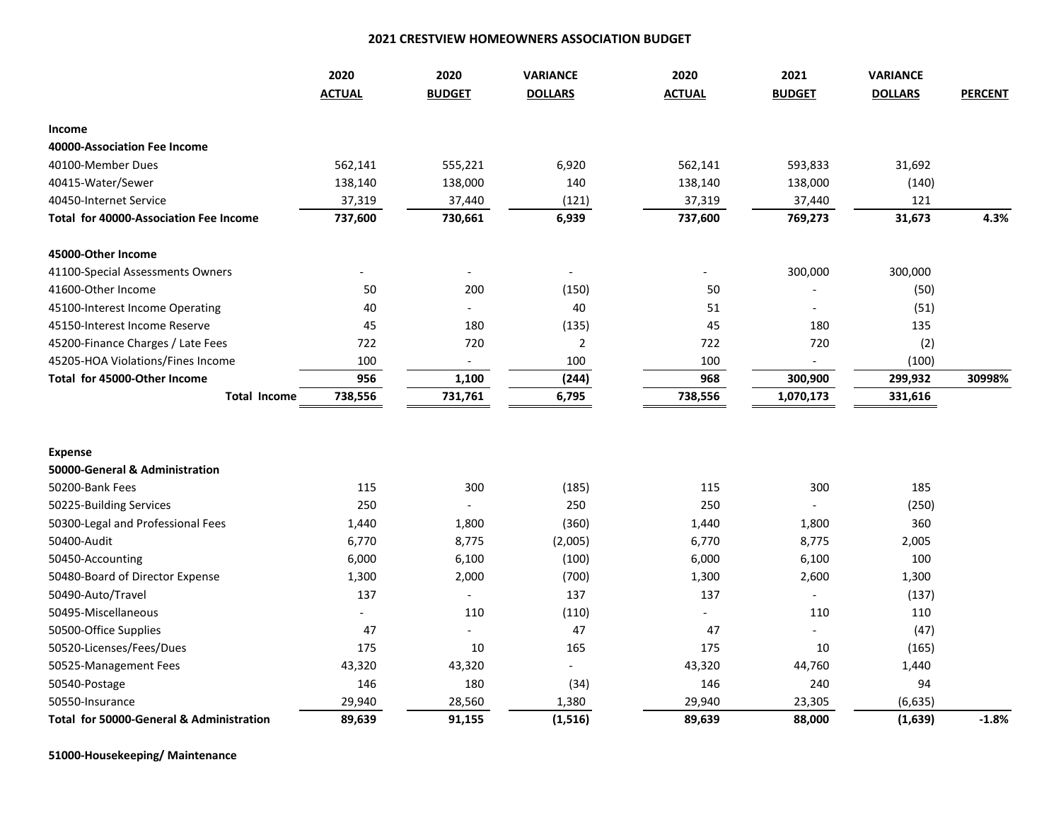# 2021 CRESTVIEW HOMEOWNERS ASSOCIATION BUDGET

| | 2020 ACTUAL | 2020 BUDGET | VARIANCE DOLLARS | 2020 ACTUAL | 2021 BUDGET | VARIANCE DOLLARS | PERCENT |
|---|---|---|---|---|---|---|---|
| **Income** | | | | | | | |
| **40000-Association Fee Income** | | | | | | | |
| 40100-Member Dues | 562,141 | 555,221 | 6,920 | 562,141 | 593,833 | 31,692 | |
| 40415-Water/Sewer | 138,140 | 138,000 | 140 | 138,140 | 138,000 | (140) | |
| 40450-Internet Service | 37,319 | 37,440 | (121) | 37,319 | 37,440 | 121 | |
| **Total for 40000-Association Fee Income** | **737,600** | **730,661** | **6,939** | **737,600** | **769,273** | **31,673** | **4.3%** |
| **45000-Other Income** | | | | | | | |
| 41100-Special Assessments Owners | - | - | - | - | 300,000 | 300,000 | |
| 41600-Other Income | 50 | 200 | (150) | 50 | - | (50) | |
| 45100-Interest Income Operating | 40 | - | 40 | 51 | - | (51) | |
| 45150-Interest Income Reserve | 45 | 180 | (135) | 45 | 180 | 135 | |
| 45200-Finance Charges / Late Fees | 722 | 720 | 2 | 722 | 720 | (2) | |
| 45205-HOA Violations/Fines Income | 100 | - | 100 | 100 | - | (100) | |
| **Total for 45000-Other Income** | **956** | **1,100** | **(244)** | **968** | **300,900** | **299,932** | **30998%** |
| **Total Income** | **738,556** | **731,761** | **6,795** | **738,556** | **1,070,173** | **331,616** | |
| **Expense** | | | | | | | |
| **50000-General & Administration** | | | | | | | |
| 50200-Bank Fees | 115 | 300 | (185) | 115 | 300 | 185 | |
| 50225-Building Services | 250 | - | 250 | 250 | - | (250) | |
| 50300-Legal and Professional Fees | 1,440 | 1,800 | (360) | 1,440 | 1,800 | 360 | |
| 50400-Audit | 6,770 | 8,775 | (2,005) | 6,770 | 8,775 | 2,005 | |
| 50450-Accounting | 6,000 | 6,100 | (100) | 6,000 | 6,100 | 100 | |
| 50480-Board of Director Expense | 1,300 | 2,000 | (700) | 1,300 | 2,600 | 1,300 | |
| 50490-Auto/Travel | 137 | - | 137 | 137 | - | (137) | |
| 50495-Miscellaneous | - | 110 | (110) | - | 110 | 110 | |
| 50500-Office Supplies | 47 | - | 47 | 47 | - | (47) | |
| 50520-Licenses/Fees/Dues | 175 | 10 | 165 | 175 | 10 | (165) | |
| 50525-Management Fees | 43,320 | 43,320 | - | 43,320 | 44,760 | 1,440 | |
| 50540-Postage | 146 | 180 | (34) | 146 | 240 | 94 | |
| 50550-Insurance | 29,940 | 28,560 | 1,380 | 29,940 | 23,305 | (6,635) | |
| **Total for 50000-General & Administration** | **89,639** | **91,155** | **(1,516)** | **89,639** | **88,000** | **(1,639)** | **-1.8%** |
| **51000-Housekeeping/ Maintenance** | | | | | | | |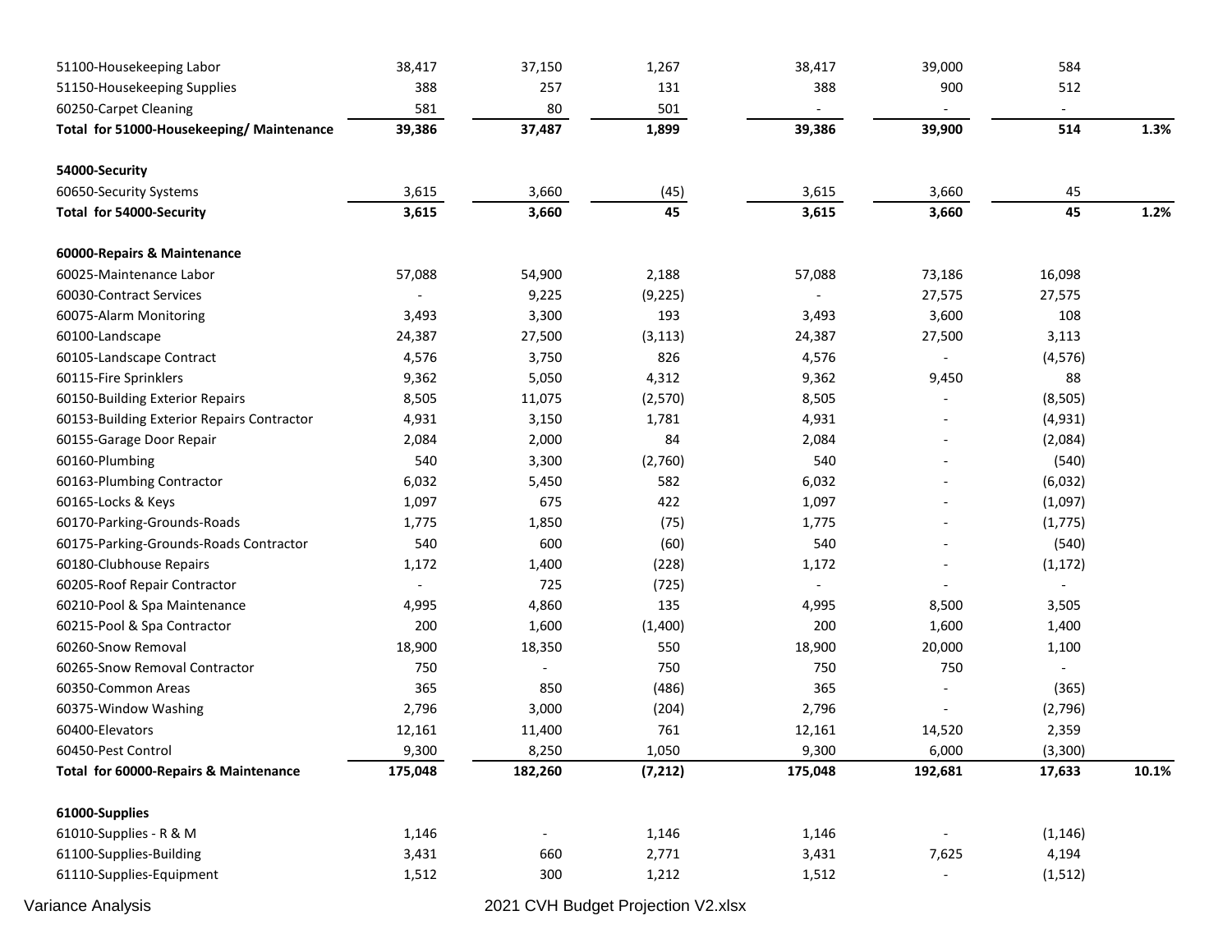| | | | | | | | |
|---|---|---|---|---|---|---|---|
| 51100-Housekeeping Labor | 38,417 | 37,150 | 1,267 | 38,417 | 39,000 | 584 | |
| 51150-Housekeeping Supplies | 388 | 257 | 131 | 388 | 900 | 512 | |
| 60250-Carpet Cleaning | 581 | 80 | 501 | - | - | - | |
| **Total for 51000-Housekeeping/ Maintenance** | **39,386** | **37,487** | **1,899** | **39,386** | **39,900** | **514** | **1.3%** |
| | | | | | | | |
| **54000-Security** | | | | | | | |
| 60650-Security Systems | 3,615 | 3,660 | (45) | 3,615 | 3,660 | 45 | |
| **Total for 54000-Security** | **3,615** | **3,660** | **45** | **3,615** | **3,660** | **45** | **1.2%** |
| | | | | | | | |
| **60000-Repairs & Maintenance** | | | | | | | |
| 60025-Maintenance Labor | 57,088 | 54,900 | 2,188 | 57,088 | 73,186 | 16,098 | |
| 60030-Contract Services | - | 9,225 | (9,225) | - | 27,575 | 27,575 | |
| 60075-Alarm Monitoring | 3,493 | 3,300 | 193 | 3,493 | 3,600 | 108 | |
| 60100-Landscape | 24,387 | 27,500 | (3,113) | 24,387 | 27,500 | 3,113 | |
| 60105-Landscape Contract | 4,576 | 3,750 | 826 | 4,576 | - | (4,576) | |
| 60115-Fire Sprinklers | 9,362 | 5,050 | 4,312 | 9,362 | 9,450 | 88 | |
| 60150-Building Exterior Repairs | 8,505 | 11,075 | (2,570) | 8,505 | - | (8,505) | |
| 60153-Building Exterior Repairs Contractor | 4,931 | 3,150 | 1,781 | 4,931 | - | (4,931) | |
| 60155-Garage Door Repair | 2,084 | 2,000 | 84 | 2,084 | - | (2,084) | |
| 60160-Plumbing | 540 | 3,300 | (2,760) | 540 | - | (540) | |
| 60163-Plumbing Contractor | 6,032 | 5,450 | 582 | 6,032 | - | (6,032) | |
| 60165-Locks & Keys | 1,097 | 675 | 422 | 1,097 | - | (1,097) | |
| 60170-Parking-Grounds-Roads | 1,775 | 1,850 | (75) | 1,775 | - | (1,775) | |
| 60175-Parking-Grounds-Roads Contractor | 540 | 600 | (60) | 540 | - | (540) | |
| 60180-Clubhouse Repairs | 1,172 | 1,400 | (228) | 1,172 | - | (1,172) | |
| 60205-Roof Repair Contractor | - | 725 | (725) | - | - | - | |
| 60210-Pool & Spa Maintenance | 4,995 | 4,860 | 135 | 4,995 | 8,500 | 3,505 | |
| 60215-Pool & Spa Contractor | 200 | 1,600 | (1,400) | 200 | 1,600 | 1,400 | |
| 60260-Snow Removal | 18,900 | 18,350 | 550 | 18,900 | 20,000 | 1,100 | |
| 60265-Snow Removal Contractor | 750 | - | 750 | 750 | 750 | - | |
| 60350-Common Areas | 365 | 850 | (486) | 365 | - | (365) | |
| 60375-Window Washing | 2,796 | 3,000 | (204) | 2,796 | - | (2,796) | |
| 60400-Elevators | 12,161 | 11,400 | 761 | 12,161 | 14,520 | 2,359 | |
| 60450-Pest Control | 9,300 | 8,250 | 1,050 | 9,300 | 6,000 | (3,300) | |
| **Total for 60000-Repairs & Maintenance** | **175,048** | **182,260** | **(7,212)** | **175,048** | **192,681** | **17,633** | **10.1%** |
| | | | | | | | |
| **61000-Supplies** | | | | | | | |
| 61010-Supplies - R & M | 1,146 | - | 1,146 | 1,146 | - | (1,146) | |
| 61100-Supplies-Building | 3,431 | 660 | 2,771 | 3,431 | 7,625 | 4,194 | |
| 61110-Supplies-Equipment | 1,512 | 300 | 1,212 | 1,512 | - | (1,512) | |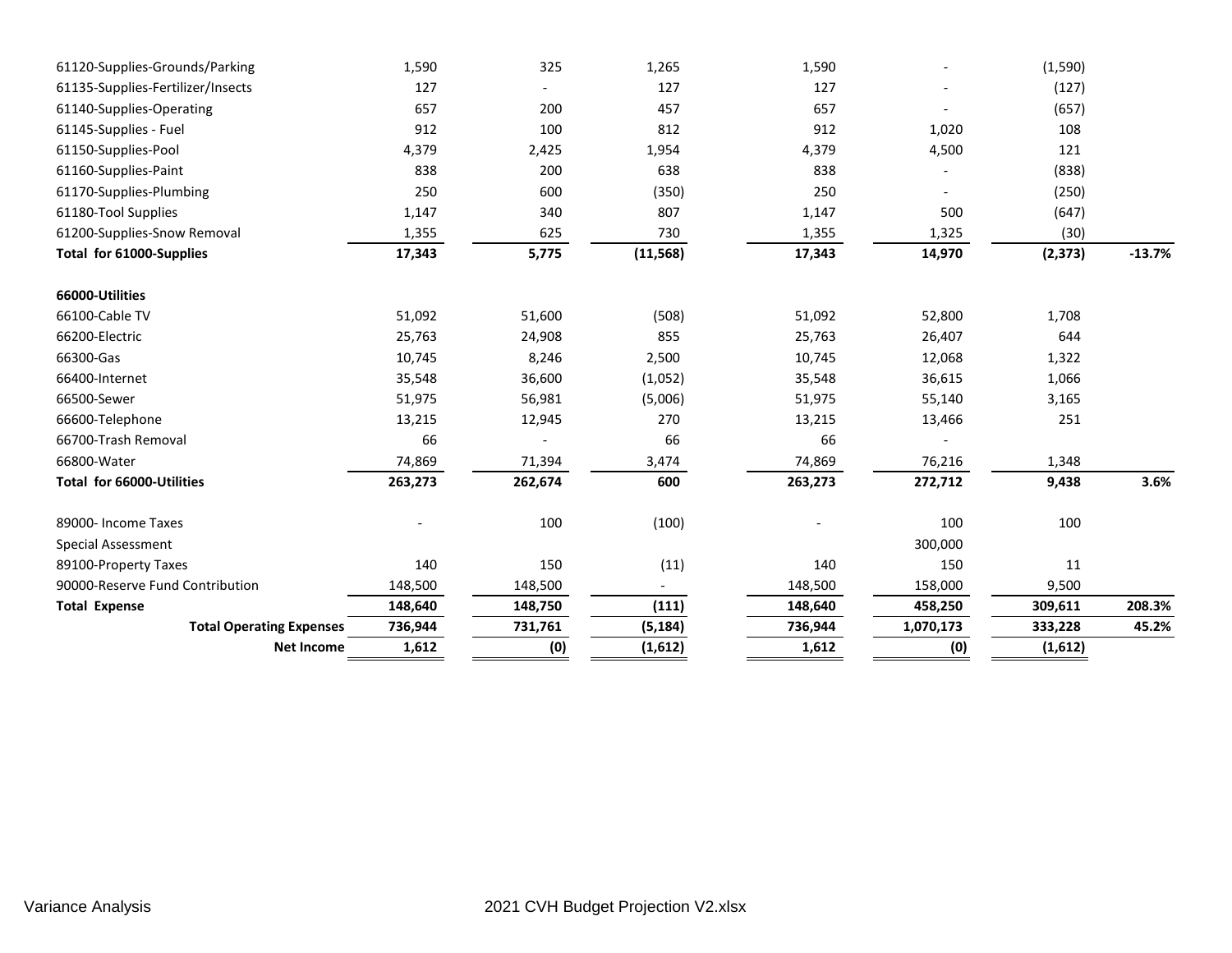| | | | | | | | |
|---|---|---|---|---|---|---|---|
| 61120-Supplies-Grounds/Parking | 1,590 | 325 | 1,265 | 1,590 | - | (1,590) | |
| 61135-Supplies-Fertilizer/Insects | 127 | - | 127 | 127 | - | (127) | |
| 61140-Supplies-Operating | 657 | 200 | 457 | 657 | - | (657) | |
| 61145-Supplies - Fuel | 912 | 100 | 812 | 912 | 1,020 | 108 | |
| 61150-Supplies-Pool | 4,379 | 2,425 | 1,954 | 4,379 | 4,500 | 121 | |
| 61160-Supplies-Paint | 838 | 200 | 638 | 838 | - | (838) | |
| 61170-Supplies-Plumbing | 250 | 600 | (350) | 250 | - | (250) | |
| 61180-Tool Supplies | 1,147 | 340 | 807 | 1,147 | 500 | (647) | |
| 61200-Supplies-Snow Removal | 1,355 | 625 | 730 | 1,355 | 1,325 | (30) | |
| **Total for 61000-Supplies** | **17,343** | **5,775** | **(11,568)** | **17,343** | **14,970** | **(2,373)** | **-13.7%** |
| | | | | | | | |
| **66000-Utilities** | | | | | | | |
| 66100-Cable TV | 51,092 | 51,600 | (508) | 51,092 | 52,800 | 1,708 | |
| 66200-Electric | 25,763 | 24,908 | 855 | 25,763 | 26,407 | 644 | |
| 66300-Gas | 10,745 | 8,246 | 2,500 | 10,745 | 12,068 | 1,322 | |
| 66400-Internet | 35,548 | 36,600 | (1,052) | 35,548 | 36,615 | 1,066 | |
| 66500-Sewer | 51,975 | 56,981 | (5,006) | 51,975 | 55,140 | 3,165 | |
| 66600-Telephone | 13,215 | 12,945 | 270 | 13,215 | 13,466 | 251 | |
| 66700-Trash Removal | 66 | - | 66 | 66 | - | | |
| 66800-Water | 74,869 | 71,394 | 3,474 | 74,869 | 76,216 | 1,348 | |
| **Total for 66000-Utilities** | **263,273** | **262,674** | **600** | **263,273** | **272,712** | **9,438** | **3.6%** |
| | | | | | | | |
| 89000- Income Taxes | - | 100 | (100) | - | 100 | 100 | |
| Special Assessment | | | | | 300,000 | | |
| 89100-Property Taxes | 140 | 150 | (11) | 140 | 150 | 11 | |
| 90000-Reserve Fund Contribution | 148,500 | 148,500 | - | 148,500 | 158,000 | 9,500 | |
| **Total Expense** | **148,640** | **148,750** | **(111)** | **148,640** | **458,250** | **309,611** | **208.3%** |
| **Total Operating Expenses** | **736,944** | **731,761** | **(5,184)** | **736,944** | **1,070,173** | **333,228** | **45.2%** |
| **Net Income** | **1,612** | **(0)** | **(1,612)** | **1,612** | **(0)** | **(1,612)** | |

Variance Analysis 2021 CVH Budget Projection V2.xlsx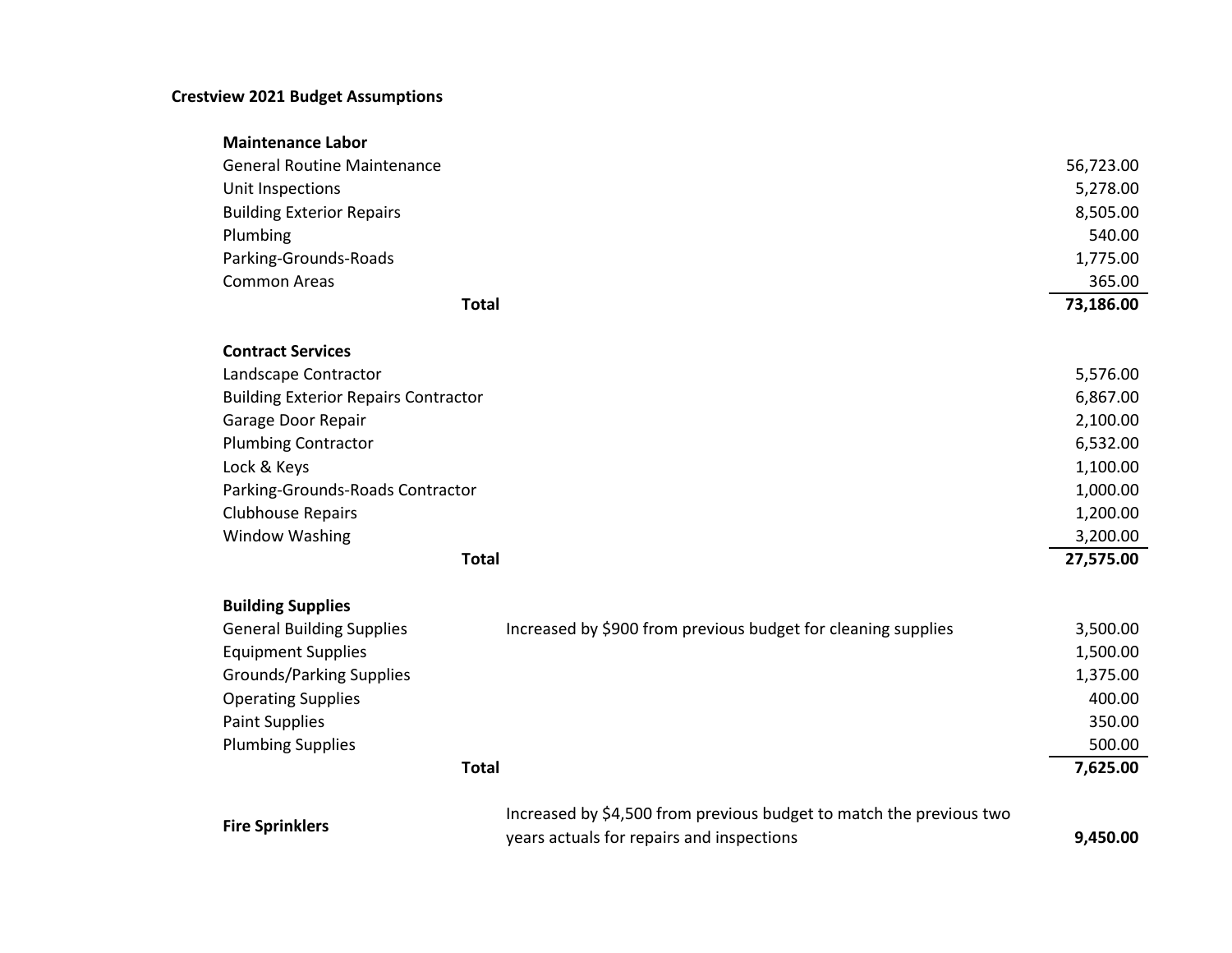**Crestview 2021 Budget Assumptions**

| | | |
|---|---|---|
| **Maintenance Labor** | | |
| General Routine Maintenance | | 56,723.00 |
| Unit Inspections | | 5,278.00 |
| Building Exterior Repairs | | 8,505.00 |
| Plumbing | | 540.00 |
| Parking-Grounds-Roads | | 1,775.00 |
| Common Areas | | 365.00 |
| **Total** | | **73,186.00** |
| | | |
| **Contract Services** | | |
| Landscape Contractor | | 5,576.00 |
| Building Exterior Repairs Contractor | | 6,867.00 |
| Garage Door Repair | | 2,100.00 |
| Plumbing Contractor | | 6,532.00 |
| Lock & Keys | | 1,100.00 |
| Parking-Grounds-Roads Contractor | | 1,000.00 |
| Clubhouse Repairs | | 1,200.00 |
| Window Washing | | 3,200.00 |
| **Total** | | **27,575.00** |
| | | |
| **Building Supplies** | | |
| General Building Supplies | Increased by $900 from previous budget for cleaning supplies | 3,500.00 |
| Equipment Supplies | | 1,500.00 |
| Grounds/Parking Supplies | | 1,375.00 |
| Operating Supplies | | 400.00 |
| Paint Supplies | | 350.00 |
| Plumbing Supplies | | 500.00 |
| **Total** | | **7,625.00** |
| | | |
| **Fire Sprinklers** | Increased by $4,500 from previous budget to match the previous two years actuals for repairs and inspections | **9,450.00** |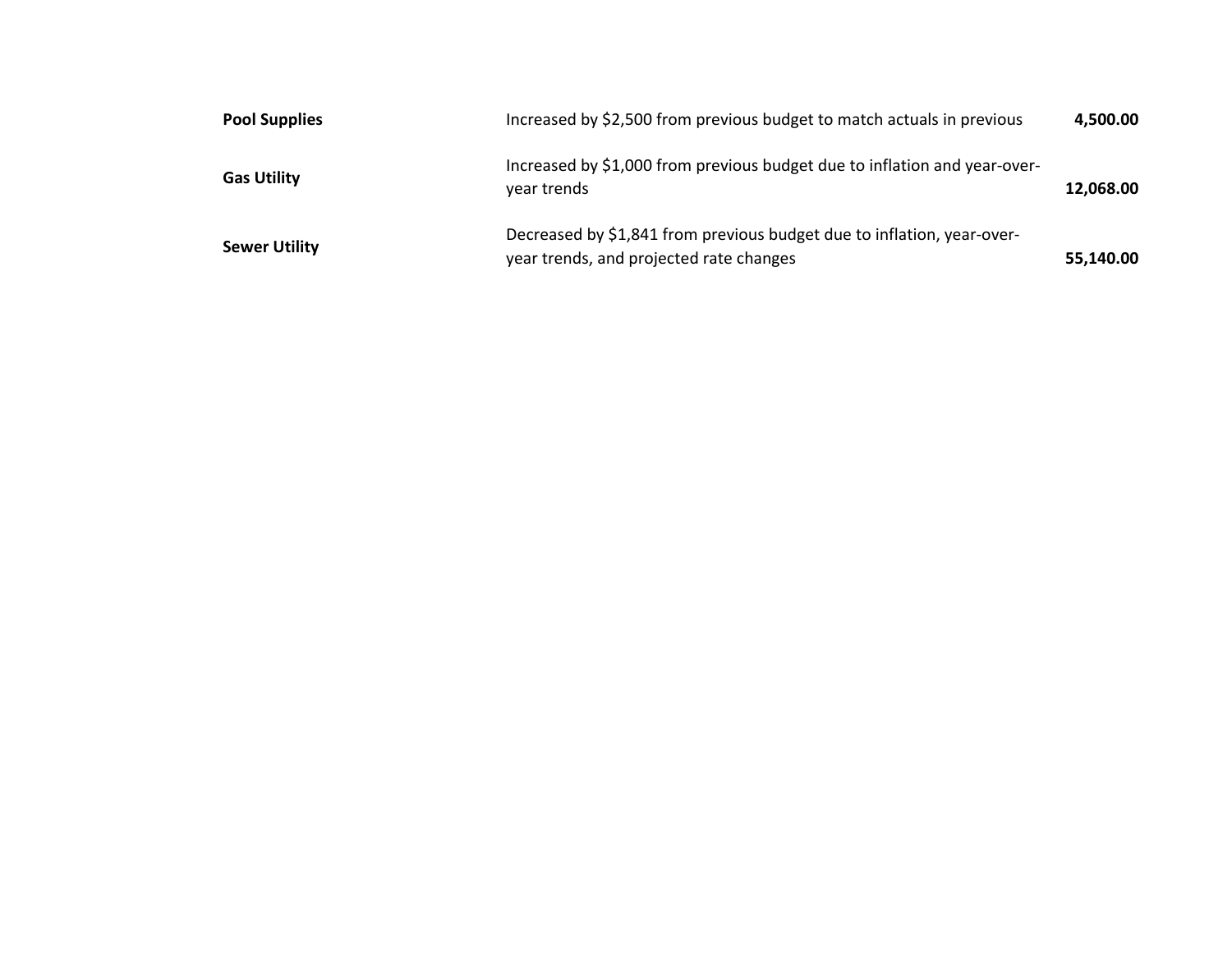| | | |
|---|---|---|
| **Pool Supplies** | Increased by $2,500 from previous budget to match actuals in previous | **4,500.00** |
| **Gas Utility** | Increased by $1,000 from previous budget due to inflation and year-over-year trends | **12,068.00** |
| **Sewer Utility** | Decreased by $1,841 from previous budget due to inflation, year-over-year trends, and projected rate changes | **55,140.00** |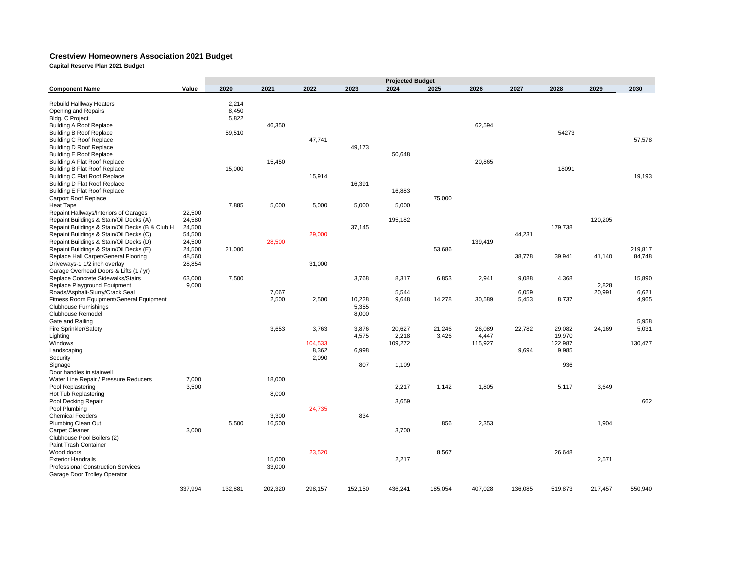# Crestview Homeowners Association 2021 Budget

**Capital Reserve Plan 2021 Budget**

| Component Name | Value | Projected Budget 2020 | 2021 | 2022 | 2023 | 2024 | 2025 | 2026 | 2027 | 2028 | 2029 | 2030 |
|---|---|---|---|---|---|---|---|---|---|---|---|---|
| Rebuild Halllway Heaters | | 2,214 | | | | | | | | | | |
| Opening and Repairs | | 8,450 | | | | | | | | | | |
| Bldg. C Project | | 5,822 | | | | | | | | | | |
| Building A Roof Replace | | | 46,350 | | | | | 62,594 | | | | |
| Building B Roof Replace | | 59,510 | | | | | | | | 54273 | | |
| Building C Roof Replace | | | | 47,741 | | | | | | | | 57,578 |
| Building D Roof Replace | | | | | 49,173 | | | | | | | |
| Building E Roof Replace | | | | | | 50,648 | | | | | | |
| Building A Flat Roof Replace | | | 15,450 | | | | | 20,865 | | | | |
| Building B Flat Roof Replace | | 15,000 | | | | | | | | 18091 | | |
| Building C Flat Roof Replace | | | | 15,914 | | | | | | | | 19,193 |
| Building D Flat Roof Replace | | | | | 16,391 | | | | | | | |
| Building E Flat Roof Replace | | | | | | 16,883 | | | | | | |
| Carport Roof Replace | | | | | | | 75,000 | | | | | |
| Heat Tape | | 7,885 | 5,000 | 5,000 | 5,000 | 5,000 | | | | | | |
| Repaint Hallways/Interiors of Garages | 22,500 | | | | | | | | | | | |
| Repaint Buildings & Stain/Oil Decks (A) | 24,580 | | | | | 195,182 | | | | | 120,205 | |
| Repaint Buildings & Stain/Oil Decks (B & Club H | 24,500 | | | | 37,145 | | | | | 179,738 | | |
| Repaint Buildings & Stain/Oil Decks (C) | 54,500 | | | 29,000 | | | | | 44,231 | | | |
| Repaint Buildings & Stain/Oil Decks (D) | 24,500 | | 28,500 | | | | | 139,419 | | | | |
| Repaint Buildings & Stain/Oil Decks (E) | 24,500 | 21,000 | | | | | 53,686 | | | | | 219,817 |
| Replace Hall Carpet/General Flooring | 48,560 | | | | | | | | 38,778 | 39,941 | 41,140 | 84,748 |
| Driveways-1 1/2 inch overlay | 28,854 | | | 31,000 | | | | | | | | |
| Garage Overhead Doors & Lifts (1 / yr) | | | | | | | | | | | | |
| Replace Concrete Sidewalks/Stairs | 63,000 | 7,500 | | | 3,768 | 8,317 | 6,853 | 2,941 | 9,088 | 4,368 | | 15,890 |
| Replace Playground Equipment | 9,000 | | | | | | | | | | 2,828 | |
| Roads/Asphalt-Slurry/Crack Seal | | | 7,067 | | | 5,544 | | | 6,059 | | 20,991 | 6,621 |
| Fitness Room Equipment/General Equipment | | | 2,500 | 2,500 | 10,228 | 9,648 | 14,278 | 30,589 | 5,453 | 8,737 | | 4,965 |
| Clubhouse Furnishings | | | | | 5,355 | | | | | | | |
| Clubhouse Remodel | | | | | 8,000 | | | | | | | |
| Gate and Railing | | | | | | | | | | | | 5,958 |
| Fire Sprinkler/Safety | | | 3,653 | 3,763 | 3,876 | 20,627 | 21,246 | 26,089 | 22,782 | 29,082 | 24,169 | 5,031 |
| Lighting | | | | | 4,575 | 2,218 | 3,426 | 4,447 | | 19,970 | | |
| Windows | | | | 104,533 | | 109,272 | | 115,927 | | 122,987 | | 130,477 |
| Landscaping | | | | 8,362 | 6,998 | | | | 9,694 | 9,985 | | |
| Security | | | | 2,090 | | | | | | | | |
| Signage | | | | | 807 | 1,109 | | | | 936 | | |
| Door handles in stairwell | | | | | | | | | | | | |
| Water Line Repair / Pressure Reducers | 7,000 | | 18,000 | | | | | | | | | |
| Pool Replastering | 3,500 | | | | | 2,217 | 1,142 | 1,805 | | 5,117 | 3,649 | |
| Hot Tub Replastering | | | 8,000 | | | | | | | | | |
| Pool Decking Repair | | | | | | 3,659 | | | | | | 662 |
| Pool Plumbing | | | | 24,735 | | | | | | | | |
| Chemical Feeders | | | 3,300 | | 834 | | | | | | | |
| Plumbing Clean Out | | 5,500 | 16,500 | | | | 856 | 2,353 | | | 1,904 | |
| Carpet Cleaner | 3,000 | | | | | 3,700 | | | | | | |
| Clubhouse Pool Boilers (2) | | | | | | | | | | | | |
| Paint Trash Container | | | | | | | | | | | | |
| Wood doors | | | | 23,520 | | | 8,567 | | | 26,648 | | |
| Exterior Handrails | | | 15,000 | | | 2,217 | | | | | 2,571 | |
| Professional Construction Services | | | 33,000 | | | | | | | | | |
| Garage Door Trolley Operator | | | | | | | | | | | | |
| | 337,994 | 132,881 | 202,320 | 298,157 | 152,150 | 436,241 | 185,054 | 407,028 | 136,085 | 519,873 | 217,457 | 550,940 |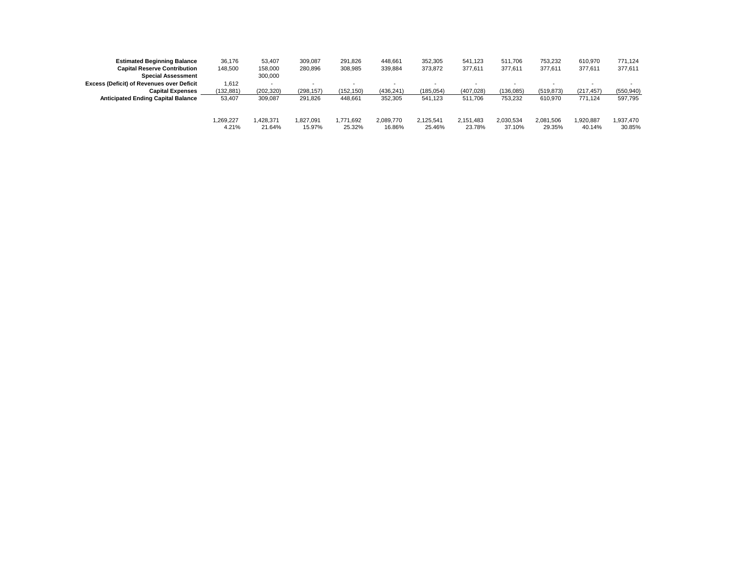| | | | | | | | | | | | |
|---|---|---|---|---|---|---|---|---|---|---|---|
| **Estimated Beginning Balance** | 36,176 | 53,407 | 309,087 | 291,826 | 448,661 | 352,305 | 541,123 | 511,706 | 753,232 | 610,970 | 771,124 |
| **Capital Reserve Contribution** | 148,500 | 158,000 | 280,896 | 308,985 | 339,884 | 373,872 | 377,611 | 377,611 | 377,611 | 377,611 | 377,611 |
| **Special Assessment** | | 300,000 | | | | | | | | | |
| **Excess (Deficit) of Revenues over Deficit** | 1,612 | - | - | - | - | - | - | - | - | - | - |
| **Capital Expenses** | (132,881) | (202,320) | (298,157) | (152,150) | (436,241) | (185,054) | (407,028) | (136,085) | (519,873) | (217,457) | (550,940) |
| **Anticipated Ending Capital Balance** | 53,407 | 309,087 | 291,826 | 448,661 | 352,305 | 541,123 | 511,706 | 753,232 | 610,970 | 771,124 | 597,795 |
| | | | | | | | | | | | |
| | 1,269,227 | 1,428,371 | 1,827,091 | 1,771,692 | 2,089,770 | 2,125,541 | 2,151,483 | 2,030,534 | 2,081,506 | 1,920,887 | 1,937,470 |
| | 4.21% | 21.64% | 15.97% | 25.32% | 16.86% | 25.46% | 23.78% | 37.10% | 29.35% | 40.14% | 30.85% |